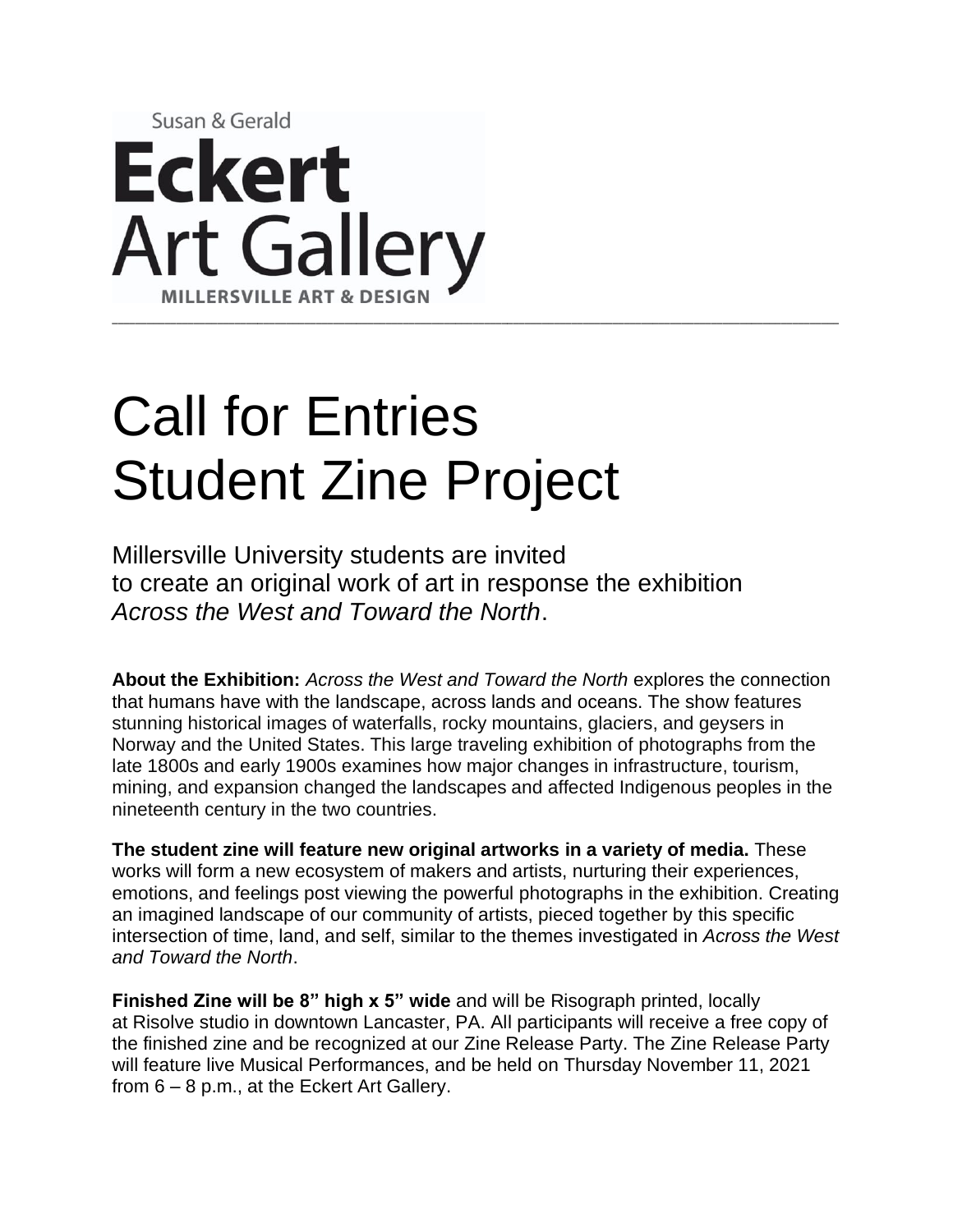Susan & Gerald

**Eckert Art Gallery**

MILLERSVILLE ART & DESIGN

---

# Call for Entries
# Student Zine Project

Millersville University students are invited to create an original work of art in response the exhibition *Across the West and Toward the North*.

**About the Exhibition:** *Across the West and Toward the North* explores the connection that humans have with the landscape, across lands and oceans. The show features stunning historical images of waterfalls, rocky mountains, glaciers, and geysers in Norway and the United States. This large traveling exhibition of photographs from the late 1800s and early 1900s examines how major changes in infrastructure, tourism, mining, and expansion changed the landscapes and affected Indigenous peoples in the nineteenth century in the two countries.

**The student zine will feature new original artworks in a variety of media.** These works will form a new ecosystem of makers and artists, nurturing their experiences, emotions, and feelings post viewing the powerful photographs in the exhibition. Creating an imagined landscape of our community of artists, pieced together by this specific intersection of time, land, and self, similar to the themes investigated in *Across the West and Toward the North*.

**Finished Zine will be 8" high x 5" wide** and will be Risograph printed, locally at Risolve studio in downtown Lancaster, PA. All participants will receive a free copy of the finished zine and be recognized at our Zine Release Party. The Zine Release Party will feature live Musical Performances, and be held on Thursday November 11, 2021 from 6 – 8 p.m., at the Eckert Art Gallery.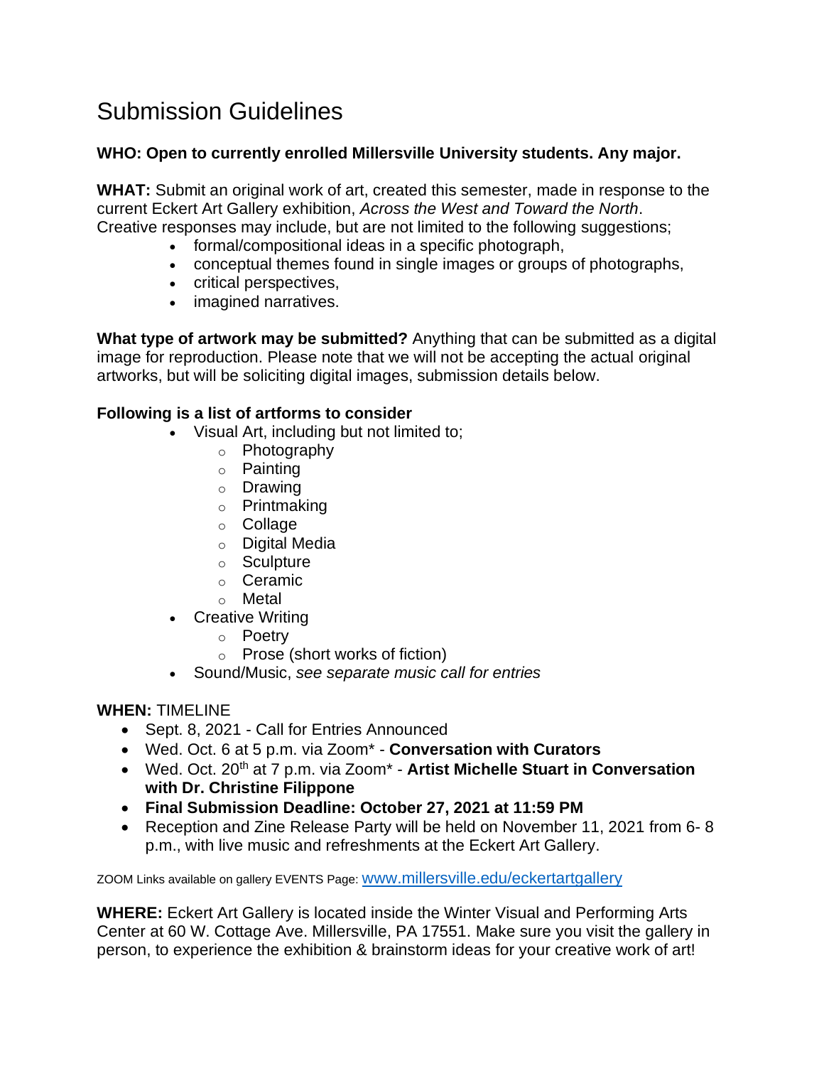# Submission Guidelines

**WHO: Open to currently enrolled Millersville University students. Any major.**

**WHAT:** Submit an original work of art, created this semester, made in response to the current Eckert Art Gallery exhibition, *Across the West and Toward the North*. Creative responses may include, but are not limited to the following suggestions;

- formal/compositional ideas in a specific photograph,
- conceptual themes found in single images or groups of photographs,
- critical perspectives,
- imagined narratives.

**What type of artwork may be submitted?** Anything that can be submitted as a digital image for reproduction. Please note that we will not be accepting the actual original artworks, but will be soliciting digital images, submission details below.

**Following is a list of artforms to consider**

- Visual Art, including but not limited to;
  - Photography
  - Painting
  - Drawing
  - Printmaking
  - Collage
  - Digital Media
  - Sculpture
  - Ceramic
  - Metal
- Creative Writing
  - Poetry
  - Prose (short works of fiction)
- Sound/Music, *see separate music call for entries*

**WHEN:** TIMELINE

- Sept. 8, 2021 - Call for Entries Announced
- Wed. Oct. 6 at 5 p.m. via Zoom* - **Conversation with Curators**
- Wed. Oct. 20th at 7 p.m. via Zoom* - **Artist Michelle Stuart in Conversation with Dr. Christine Filippone**
- **Final Submission Deadline: October 27, 2021 at 11:59 PM**
- Reception and Zine Release Party will be held on November 11, 2021 from 6- 8 p.m., with live music and refreshments at the Eckert Art Gallery.

ZOOM Links available on gallery EVENTS Page: www.millersville.edu/eckertartgallery

**WHERE:** Eckert Art Gallery is located inside the Winter Visual and Performing Arts Center at 60 W. Cottage Ave. Millersville, PA 17551. Make sure you visit the gallery in person, to experience the exhibition & brainstorm ideas for your creative work of art!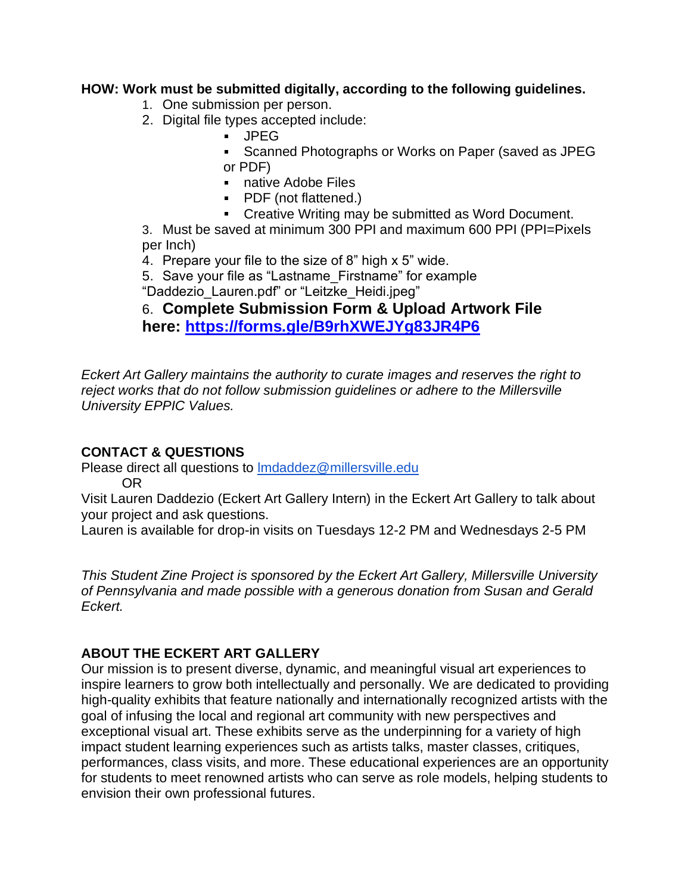**HOW: Work must be submitted digitally, according to the following guidelines.**

1. One submission per person.
2. Digital file types accepted include:
   - JPEG
   - Scanned Photographs or Works on Paper (saved as JPEG or PDF)
   - native Adobe Files
   - PDF (not flattened.)
   - Creative Writing may be submitted as Word Document.
3. Must be saved at minimum 300 PPI and maximum 600 PPI (PPI=Pixels per Inch)
4. Prepare your file to the size of 8" high x 5" wide.
5. Save your file as "Lastname_Firstname" for example "Daddezio_Lauren.pdf" or "Leitzke_Heidi.jpeg"
6. **Complete Submission Form & Upload Artwork File here: [https://forms.gle/B9rhXWEJYg83JR4P6](https://forms.gle/B9rhXWEJYg83JR4P6)**

*Eckert Art Gallery maintains the authority to curate images and reserves the right to reject works that do not follow submission guidelines or adhere to the Millersville University EPPIC Values.*

**CONTACT & QUESTIONS**

Please direct all questions to [lmdaddez@millersville.edu](mailto:lmdaddez@millersville.edu)

OR

Visit Lauren Daddezio (Eckert Art Gallery Intern) in the Eckert Art Gallery to talk about your project and ask questions.

Lauren is available for drop-in visits on Tuesdays 12-2 PM and Wednesdays 2-5 PM

*This Student Zine Project is sponsored by the Eckert Art Gallery, Millersville University of Pennsylvania and made possible with a generous donation from Susan and Gerald Eckert.*

**ABOUT THE ECKERT ART GALLERY**

Our mission is to present diverse, dynamic, and meaningful visual art experiences to inspire learners to grow both intellectually and personally. We are dedicated to providing high-quality exhibits that feature nationally and internationally recognized artists with the goal of infusing the local and regional art community with new perspectives and exceptional visual art. These exhibits serve as the underpinning for a variety of high impact student learning experiences such as artists talks, master classes, critiques, performances, class visits, and more. These educational experiences are an opportunity for students to meet renowned artists who can serve as role models, helping students to envision their own professional futures.